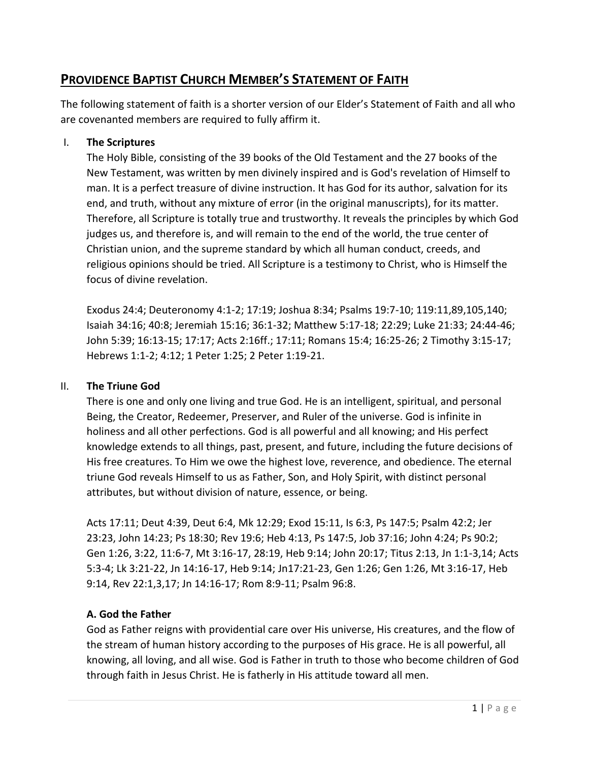# Providence Baptist Church Member's Statement of Faith

The following statement of faith is a shorter version of our Elder's Statement of Faith and all who are covenanted members are required to fully affirm it.

## I. The Scriptures

The Holy Bible, consisting of the 39 books of the Old Testament and the 27 books of the New Testament, was written by men divinely inspired and is God's revelation of Himself to man. It is a perfect treasure of divine instruction. It has God for its author, salvation for its end, and truth, without any mixture of error (in the original manuscripts), for its matter. Therefore, all Scripture is totally true and trustworthy. It reveals the principles by which God judges us, and therefore is, and will remain to the end of the world, the true center of Christian union, and the supreme standard by which all human conduct, creeds, and religious opinions should be tried. All Scripture is a testimony to Christ, who is Himself the focus of divine revelation.

Exodus 24:4; Deuteronomy 4:1-2; 17:19; Joshua 8:34; Psalms 19:7-10; 119:11,89,105,140; Isaiah 34:16; 40:8; Jeremiah 15:16; 36:1-32; Matthew 5:17-18; 22:29; Luke 21:33; 24:44-46; John 5:39; 16:13-15; 17:17; Acts 2:16ff.; 17:11; Romans 15:4; 16:25-26; 2 Timothy 3:15-17; Hebrews 1:1-2; 4:12; 1 Peter 1:25; 2 Peter 1:19-21.

## II. The Triune God

There is one and only one living and true God. He is an intelligent, spiritual, and personal Being, the Creator, Redeemer, Preserver, and Ruler of the universe. God is infinite in holiness and all other perfections. God is all powerful and all knowing; and His perfect knowledge extends to all things, past, present, and future, including the future decisions of His free creatures. To Him we owe the highest love, reverence, and obedience. The eternal triune God reveals Himself to us as Father, Son, and Holy Spirit, with distinct personal attributes, but without division of nature, essence, or being.

Acts 17:11; Deut 4:39, Deut 6:4, Mk 12:29; Exod 15:11, Is 6:3, Ps 147:5; Psalm 42:2; Jer 23:23, John 14:23; Ps 18:30; Rev 19:6; Heb 4:13, Ps 147:5, Job 37:16; John 4:24; Ps 90:2; Gen 1:26, 3:22, 11:6-7, Mt 3:16-17, 28:19, Heb 9:14; John 20:17; Titus 2:13, Jn 1:1-3,14; Acts 5:3-4; Lk 3:21-22, Jn 14:16-17, Heb 9:14; Jn17:21-23, Gen 1:26; Gen 1:26, Mt 3:16-17, Heb 9:14, Rev 22:1,3,17; Jn 14:16-17; Rom 8:9-11; Psalm 96:8.

### A. God the Father

God as Father reigns with providential care over His universe, His creatures, and the flow of the stream of human history according to the purposes of His grace. He is all powerful, all knowing, all loving, and all wise. God is Father in truth to those who become children of God through faith in Jesus Christ. He is fatherly in His attitude toward all men.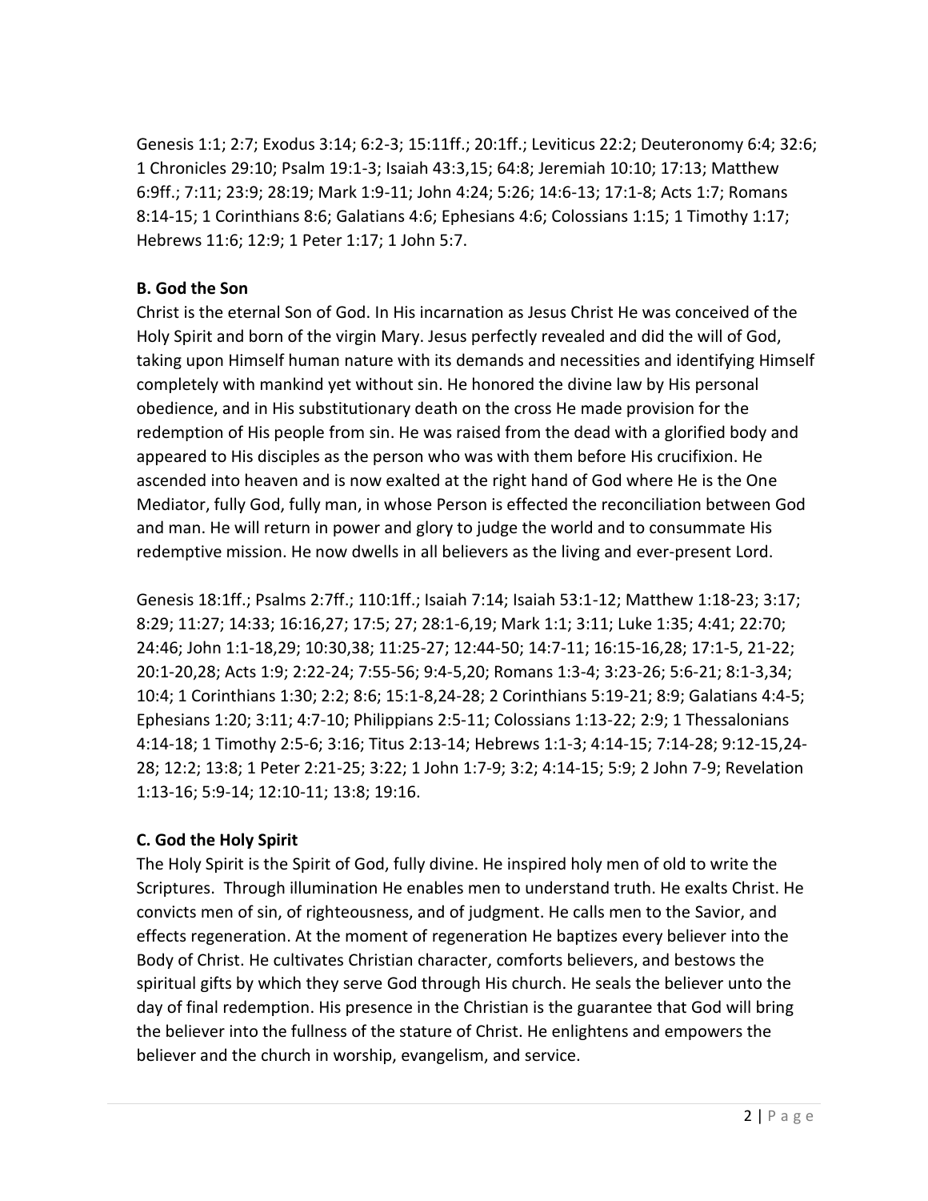Genesis 1:1; 2:7; Exodus 3:14; 6:2-3; 15:11ff.; 20:1ff.; Leviticus 22:2; Deuteronomy 6:4; 32:6; 1 Chronicles 29:10; Psalm 19:1-3; Isaiah 43:3,15; 64:8; Jeremiah 10:10; 17:13; Matthew 6:9ff.; 7:11; 23:9; 28:19; Mark 1:9-11; John 4:24; 5:26; 14:6-13; 17:1-8; Acts 1:7; Romans 8:14-15; 1 Corinthians 8:6; Galatians 4:6; Ephesians 4:6; Colossians 1:15; 1 Timothy 1:17; Hebrews 11:6; 12:9; 1 Peter 1:17; 1 John 5:7.

**B. God the Son**

Christ is the eternal Son of God. In His incarnation as Jesus Christ He was conceived of the Holy Spirit and born of the virgin Mary. Jesus perfectly revealed and did the will of God, taking upon Himself human nature with its demands and necessities and identifying Himself completely with mankind yet without sin. He honored the divine law by His personal obedience, and in His substitutionary death on the cross He made provision for the redemption of His people from sin. He was raised from the dead with a glorified body and appeared to His disciples as the person who was with them before His crucifixion. He ascended into heaven and is now exalted at the right hand of God where He is the One Mediator, fully God, fully man, in whose Person is effected the reconciliation between God and man. He will return in power and glory to judge the world and to consummate His redemptive mission. He now dwells in all believers as the living and ever-present Lord.

Genesis 18:1ff.; Psalms 2:7ff.; 110:1ff.; Isaiah 7:14; Isaiah 53:1-12; Matthew 1:18-23; 3:17; 8:29; 11:27; 14:33; 16:16,27; 17:5; 27; 28:1-6,19; Mark 1:1; 3:11; Luke 1:35; 4:41; 22:70; 24:46; John 1:1-18,29; 10:30,38; 11:25-27; 12:44-50; 14:7-11; 16:15-16,28; 17:1-5, 21-22; 20:1-20,28; Acts 1:9; 2:22-24; 7:55-56; 9:4-5,20; Romans 1:3-4; 3:23-26; 5:6-21; 8:1-3,34; 10:4; 1 Corinthians 1:30; 2:2; 8:6; 15:1-8,24-28; 2 Corinthians 5:19-21; 8:9; Galatians 4:4-5; Ephesians 1:20; 3:11; 4:7-10; Philippians 2:5-11; Colossians 1:13-22; 2:9; 1 Thessalonians 4:14-18; 1 Timothy 2:5-6; 3:16; Titus 2:13-14; Hebrews 1:1-3; 4:14-15; 7:14-28; 9:12-15,24-28; 12:2; 13:8; 1 Peter 2:21-25; 3:22; 1 John 1:7-9; 3:2; 4:14-15; 5:9; 2 John 7-9; Revelation 1:13-16; 5:9-14; 12:10-11; 13:8; 19:16.

**C. God the Holy Spirit**

The Holy Spirit is the Spirit of God, fully divine. He inspired holy men of old to write the Scriptures. Through illumination He enables men to understand truth. He exalts Christ. He convicts men of sin, of righteousness, and of judgment. He calls men to the Savior, and effects regeneration. At the moment of regeneration He baptizes every believer into the Body of Christ. He cultivates Christian character, comforts believers, and bestows the spiritual gifts by which they serve God through His church. He seals the believer unto the day of final redemption. His presence in the Christian is the guarantee that God will bring the believer into the fullness of the stature of Christ. He enlightens and empowers the believer and the church in worship, evangelism, and service.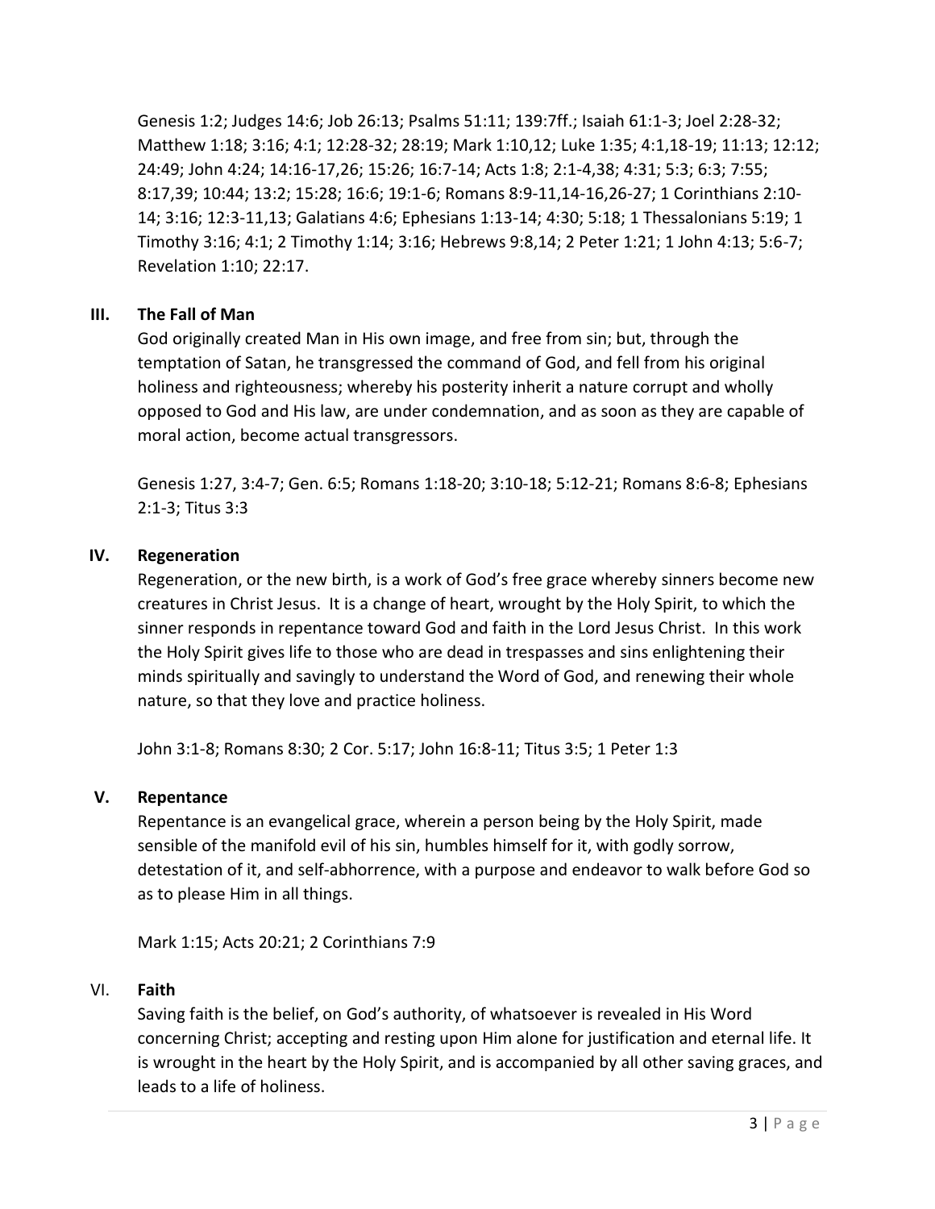Genesis 1:2; Judges 14:6; Job 26:13; Psalms 51:11; 139:7ff.; Isaiah 61:1-3; Joel 2:28-32; Matthew 1:18; 3:16; 4:1; 12:28-32; 28:19; Mark 1:10,12; Luke 1:35; 4:1,18-19; 11:13; 12:12; 24:49; John 4:24; 14:16-17,26; 15:26; 16:7-14; Acts 1:8; 2:1-4,38; 4:31; 5:3; 6:3; 7:55; 8:17,39; 10:44; 13:2; 15:28; 16:6; 19:1-6; Romans 8:9-11,14-16,26-27; 1 Corinthians 2:10-14; 3:16; 12:3-11,13; Galatians 4:6; Ephesians 1:13-14; 4:30; 5:18; 1 Thessalonians 5:19; 1 Timothy 3:16; 4:1; 2 Timothy 1:14; 3:16; Hebrews 9:8,14; 2 Peter 1:21; 1 John 4:13; 5:6-7; Revelation 1:10; 22:17.

## III. The Fall of Man

God originally created Man in His own image, and free from sin; but, through the temptation of Satan, he transgressed the command of God, and fell from his original holiness and righteousness; whereby his posterity inherit a nature corrupt and wholly opposed to God and His law, are under condemnation, and as soon as they are capable of moral action, become actual transgressors.

Genesis 1:27, 3:4-7; Gen. 6:5; Romans 1:18-20; 3:10-18; 5:12-21; Romans 8:6-8; Ephesians 2:1-3; Titus 3:3

## IV. Regeneration

Regeneration, or the new birth, is a work of God's free grace whereby sinners become new creatures in Christ Jesus. It is a change of heart, wrought by the Holy Spirit, to which the sinner responds in repentance toward God and faith in the Lord Jesus Christ. In this work the Holy Spirit gives life to those who are dead in trespasses and sins enlightening their minds spiritually and savingly to understand the Word of God, and renewing their whole nature, so that they love and practice holiness.

John 3:1-8; Romans 8:30; 2 Cor. 5:17; John 16:8-11; Titus 3:5; 1 Peter 1:3

## V. Repentance

Repentance is an evangelical grace, wherein a person being by the Holy Spirit, made sensible of the manifold evil of his sin, humbles himself for it, with godly sorrow, detestation of it, and self-abhorrence, with a purpose and endeavor to walk before God so as to please Him in all things.

Mark 1:15; Acts 20:21; 2 Corinthians 7:9

## VI. Faith

Saving faith is the belief, on God's authority, of whatsoever is revealed in His Word concerning Christ; accepting and resting upon Him alone for justification and eternal life. It is wrought in the heart by the Holy Spirit, and is accompanied by all other saving graces, and leads to a life of holiness.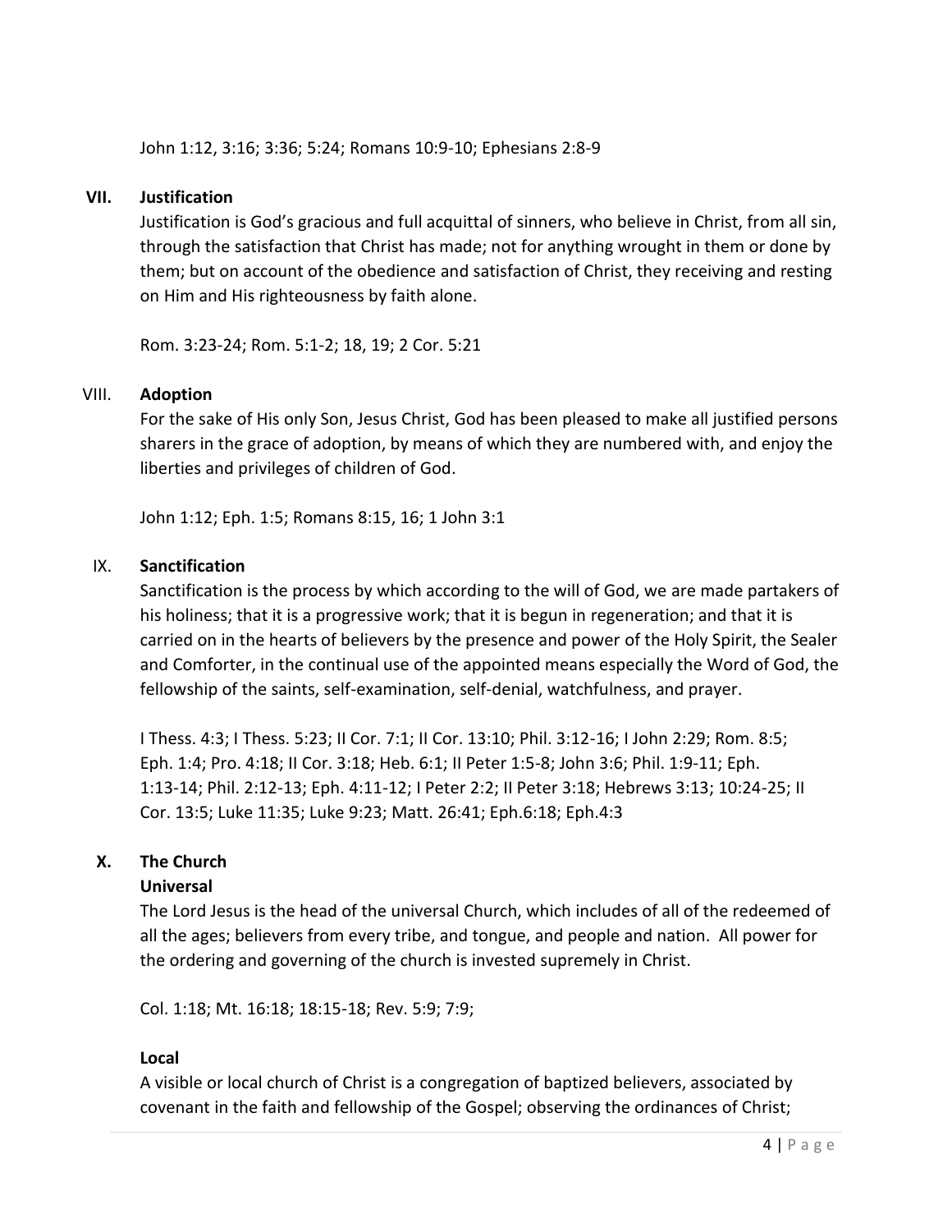John 1:12, 3:16; 3:36; 5:24; Romans 10:9-10; Ephesians 2:8-9

## VII. Justification

Justification is God's gracious and full acquittal of sinners, who believe in Christ, from all sin, through the satisfaction that Christ has made; not for anything wrought in them or done by them; but on account of the obedience and satisfaction of Christ, they receiving and resting on Him and His righteousness by faith alone.

Rom. 3:23-24; Rom. 5:1-2; 18, 19; 2 Cor. 5:21

## VIII. Adoption

For the sake of His only Son, Jesus Christ, God has been pleased to make all justified persons sharers in the grace of adoption, by means of which they are numbered with, and enjoy the liberties and privileges of children of God.

John 1:12; Eph. 1:5; Romans 8:15, 16; 1 John 3:1

## IX. Sanctification

Sanctification is the process by which according to the will of God, we are made partakers of his holiness; that it is a progressive work; that it is begun in regeneration; and that it is carried on in the hearts of believers by the presence and power of the Holy Spirit, the Sealer and Comforter, in the continual use of the appointed means especially the Word of God, the fellowship of the saints, self-examination, self-denial, watchfulness, and prayer.

I Thess. 4:3; I Thess. 5:23; II Cor. 7:1; II Cor. 13:10; Phil. 3:12-16; I John 2:29; Rom. 8:5; Eph. 1:4; Pro. 4:18; II Cor. 3:18; Heb. 6:1; II Peter 1:5-8; John 3:6; Phil. 1:9-11; Eph. 1:13-14; Phil. 2:12-13; Eph. 4:11-12; I Peter 2:2; II Peter 3:18; Hebrews 3:13; 10:24-25; II Cor. 13:5; Luke 11:35; Luke 9:23; Matt. 26:41; Eph.6:18; Eph.4:3

## X. The Church

### Universal

The Lord Jesus is the head of the universal Church, which includes of all of the redeemed of all the ages; believers from every tribe, and tongue, and people and nation. All power for the ordering and governing of the church is invested supremely in Christ.

Col. 1:18; Mt. 16:18; 18:15-18; Rev. 5:9; 7:9;

### Local

A visible or local church of Christ is a congregation of baptized believers, associated by covenant in the faith and fellowship of the Gospel; observing the ordinances of Christ;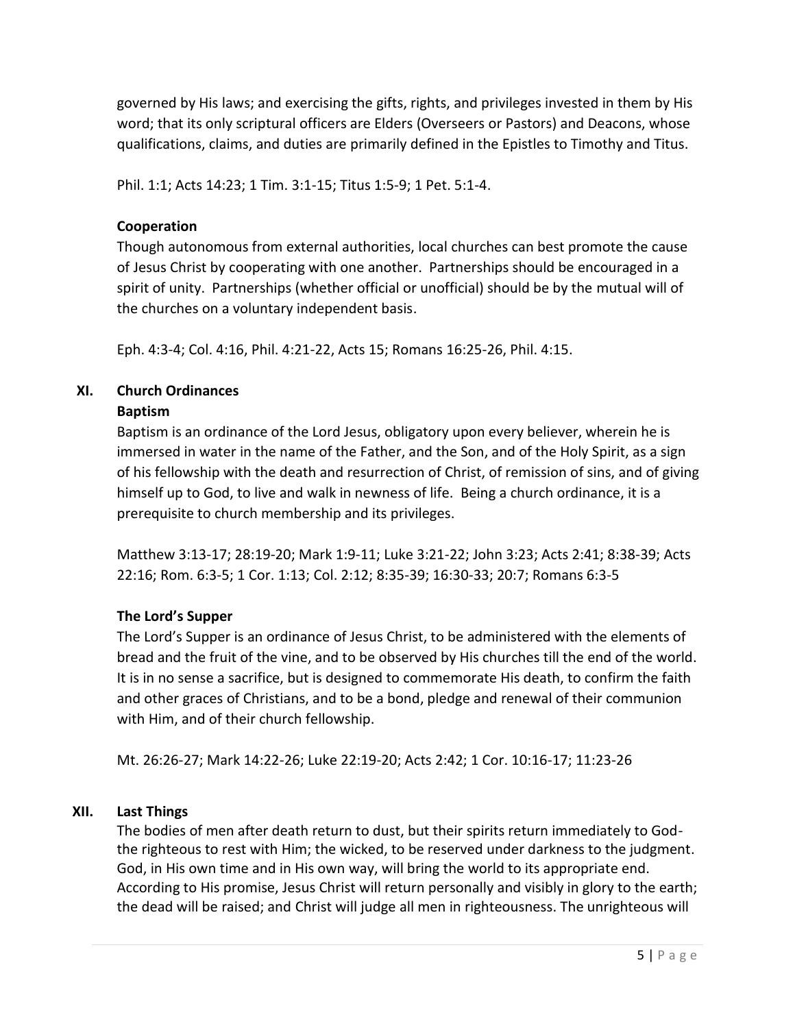governed by His laws; and exercising the gifts, rights, and privileges invested in them by His word; that its only scriptural officers are Elders (Overseers or Pastors) and Deacons, whose qualifications, claims, and duties are primarily defined in the Epistles to Timothy and Titus.

Phil. 1:1; Acts 14:23; 1 Tim. 3:1-15; Titus 1:5-9; 1 Pet. 5:1-4.

### Cooperation

Though autonomous from external authorities, local churches can best promote the cause of Jesus Christ by cooperating with one another. Partnerships should be encouraged in a spirit of unity. Partnerships (whether official or unofficial) should be by the mutual will of the churches on a voluntary independent basis.

Eph. 4:3-4; Col. 4:16, Phil. 4:21-22, Acts 15; Romans 16:25-26, Phil. 4:15.

## XI. Church Ordinances

### Baptism

Baptism is an ordinance of the Lord Jesus, obligatory upon every believer, wherein he is immersed in water in the name of the Father, and the Son, and of the Holy Spirit, as a sign of his fellowship with the death and resurrection of Christ, of remission of sins, and of giving himself up to God, to live and walk in newness of life. Being a church ordinance, it is a prerequisite to church membership and its privileges.

Matthew 3:13-17; 28:19-20; Mark 1:9-11; Luke 3:21-22; John 3:23; Acts 2:41; 8:38-39; Acts 22:16; Rom. 6:3-5; 1 Cor. 1:13; Col. 2:12; 8:35-39; 16:30-33; 20:7; Romans 6:3-5

### The Lord's Supper

The Lord's Supper is an ordinance of Jesus Christ, to be administered with the elements of bread and the fruit of the vine, and to be observed by His churches till the end of the world. It is in no sense a sacrifice, but is designed to commemorate His death, to confirm the faith and other graces of Christians, and to be a bond, pledge and renewal of their communion with Him, and of their church fellowship.

Mt. 26:26-27; Mark 14:22-26; Luke 22:19-20; Acts 2:42; 1 Cor. 10:16-17; 11:23-26

## XII. Last Things

The bodies of men after death return to dust, but their spirits return immediately to God-the righteous to rest with Him; the wicked, to be reserved under darkness to the judgment. God, in His own time and in His own way, will bring the world to its appropriate end. According to His promise, Jesus Christ will return personally and visibly in glory to the earth; the dead will be raised; and Christ will judge all men in righteousness. The unrighteous will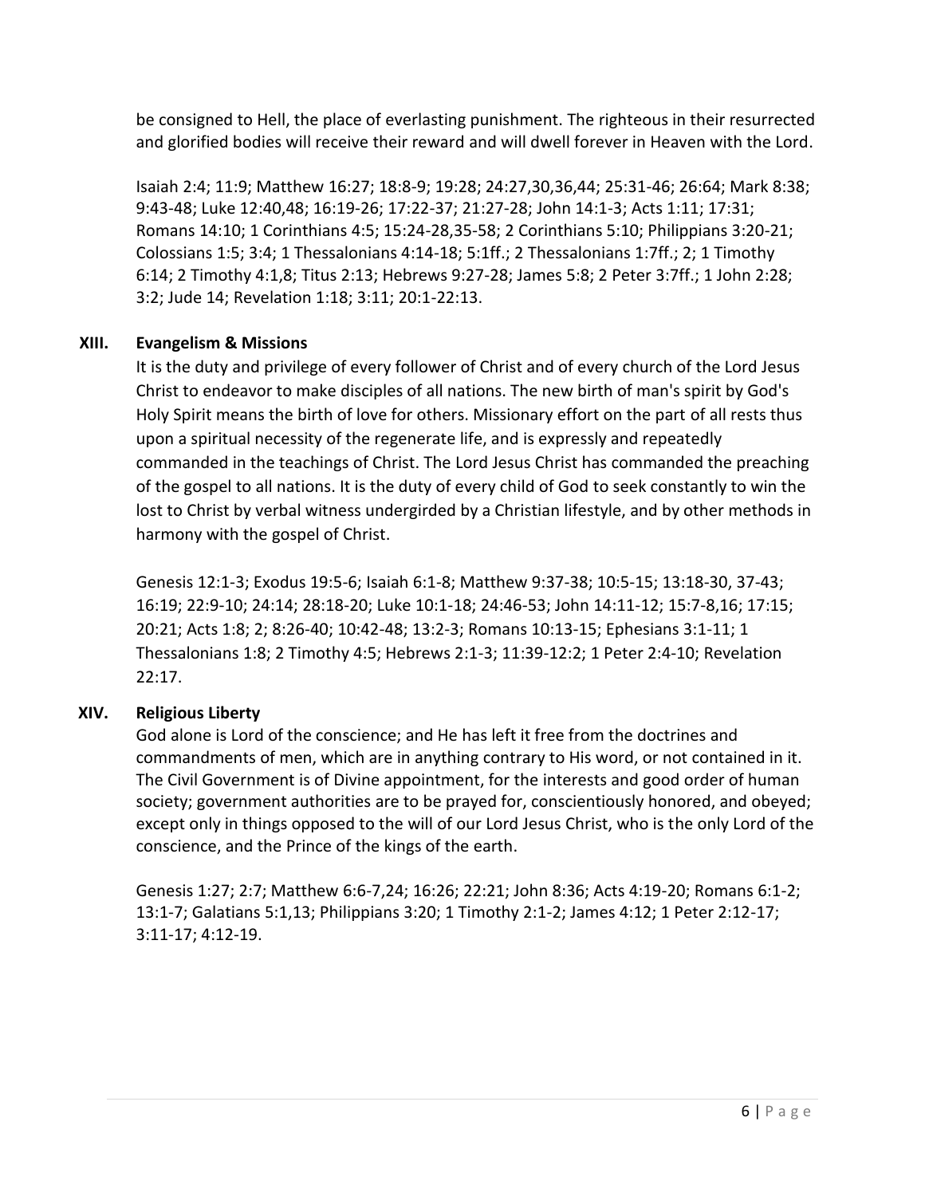be consigned to Hell, the place of everlasting punishment. The righteous in their resurrected and glorified bodies will receive their reward and will dwell forever in Heaven with the Lord.

Isaiah 2:4; 11:9; Matthew 16:27; 18:8-9; 19:28; 24:27,30,36,44; 25:31-46; 26:64; Mark 8:38; 9:43-48; Luke 12:40,48; 16:19-26; 17:22-37; 21:27-28; John 14:1-3; Acts 1:11; 17:31; Romans 14:10; 1 Corinthians 4:5; 15:24-28,35-58; 2 Corinthians 5:10; Philippians 3:20-21; Colossians 1:5; 3:4; 1 Thessalonians 4:14-18; 5:1ff.; 2 Thessalonians 1:7ff.; 2; 1 Timothy 6:14; 2 Timothy 4:1,8; Titus 2:13; Hebrews 9:27-28; James 5:8; 2 Peter 3:7ff.; 1 John 2:28; 3:2; Jude 14; Revelation 1:18; 3:11; 20:1-22:13.

## XIII. Evangelism & Missions

It is the duty and privilege of every follower of Christ and of every church of the Lord Jesus Christ to endeavor to make disciples of all nations. The new birth of man's spirit by God's Holy Spirit means the birth of love for others. Missionary effort on the part of all rests thus upon a spiritual necessity of the regenerate life, and is expressly and repeatedly commanded in the teachings of Christ. The Lord Jesus Christ has commanded the preaching of the gospel to all nations. It is the duty of every child of God to seek constantly to win the lost to Christ by verbal witness undergirded by a Christian lifestyle, and by other methods in harmony with the gospel of Christ.

Genesis 12:1-3; Exodus 19:5-6; Isaiah 6:1-8; Matthew 9:37-38; 10:5-15; 13:18-30, 37-43; 16:19; 22:9-10; 24:14; 28:18-20; Luke 10:1-18; 24:46-53; John 14:11-12; 15:7-8,16; 17:15; 20:21; Acts 1:8; 2; 8:26-40; 10:42-48; 13:2-3; Romans 10:13-15; Ephesians 3:1-11; 1 Thessalonians 1:8; 2 Timothy 4:5; Hebrews 2:1-3; 11:39-12:2; 1 Peter 2:4-10; Revelation 22:17.

## XIV. Religious Liberty

God alone is Lord of the conscience; and He has left it free from the doctrines and commandments of men, which are in anything contrary to His word, or not contained in it. The Civil Government is of Divine appointment, for the interests and good order of human society; government authorities are to be prayed for, conscientiously honored, and obeyed; except only in things opposed to the will of our Lord Jesus Christ, who is the only Lord of the conscience, and the Prince of the kings of the earth.

Genesis 1:27; 2:7; Matthew 6:6-7,24; 16:26; 22:21; John 8:36; Acts 4:19-20; Romans 6:1-2; 13:1-7; Galatians 5:1,13; Philippians 3:20; 1 Timothy 2:1-2; James 4:12; 1 Peter 2:12-17; 3:11-17; 4:12-19.